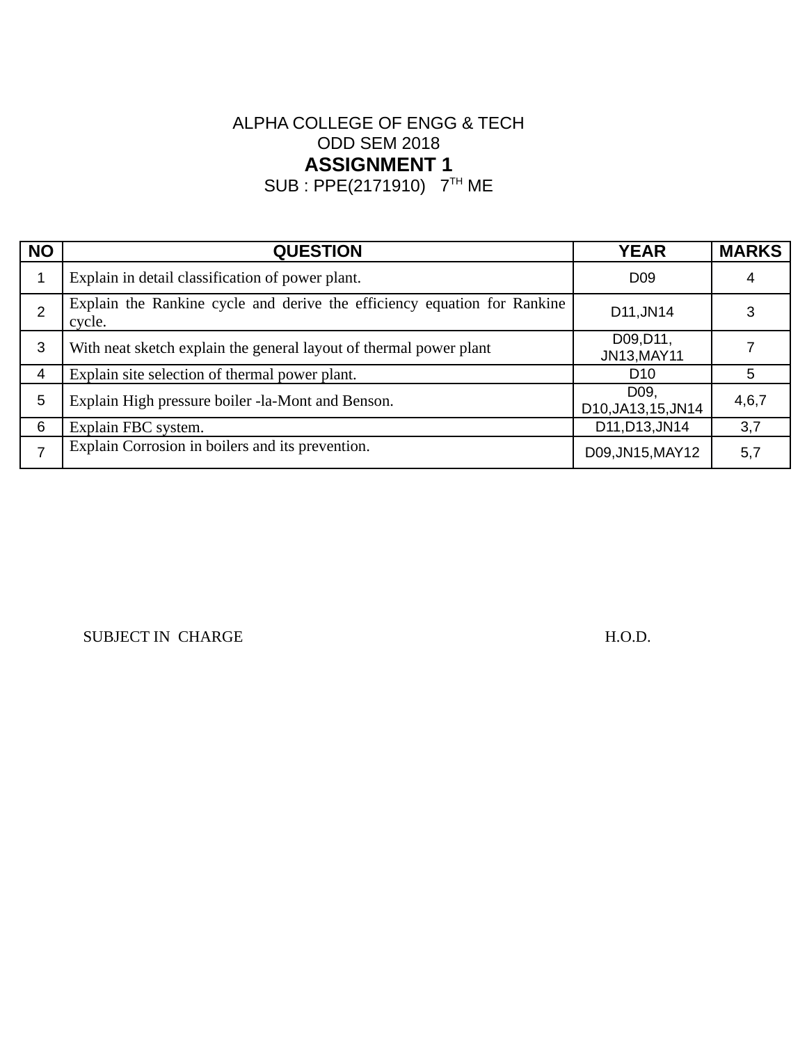ALPHA COLLEGE OF ENGG & TECH

ODD SEM 2018

## ASSIGNMENT 1

SUB : PPE(2171910)   7TH ME

| NO | QUESTION | YEAR | MARKS |
|---|---|---|---|
| 1 | Explain in detail classification of power plant. | D09 | 4 |
| 2 | Explain the Rankine cycle and derive the efficiency equation for Rankine cycle. | D11,JN14 | 3 |
| 3 | With neat sketch explain the general layout of thermal power plant | D09,D11, JN13,MAY11 | 7 |
| 4 | Explain site selection of thermal power plant. | D10 | 5 |
| 5 | Explain High pressure boiler -la-Mont and Benson. | D09, D10,JA13,15,JN14 | 4,6,7 |
| 6 | Explain FBC system. | D11,D13,JN14 | 3,7 |
| 7 | Explain Corrosion in boilers and its prevention. | D09,JN15,MAY12 | 5,7 |

SUBJECT IN CHARGE                                                            H.O.D.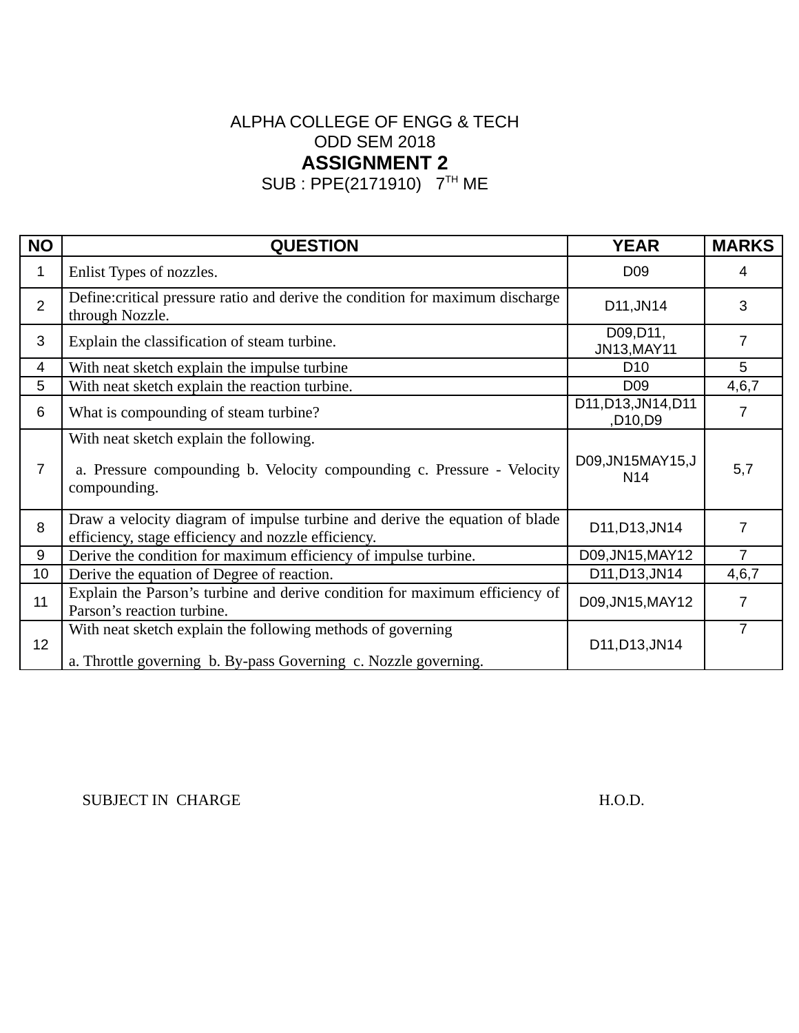ALPHA COLLEGE OF ENGG & TECH

ODD SEM 2018

## ASSIGNMENT 2

SUB : PPE(2171910) 7[TH] ME

| NO | QUESTION | YEAR | MARKS |
|---|---|---|---|
| 1 | Enlist Types of nozzles. | D09 | 4 |
| 2 | Define:critical pressure ratio and derive the condition for maximum discharge through Nozzle. | D11,JN14 | 3 |
| 3 | Explain the classification of steam turbine. | D09,D11, JN13,MAY11 | 7 |
| 4 | With neat sketch explain the impulse turbine | D10 | 5 |
| 5 | With neat sketch explain the reaction turbine. | D09 | 4,6,7 |
| 6 | What is compounding of steam turbine? | D11,D13,JN14,D11,D10,D9 | 7 |
| 7 | With neat sketch explain the following.<br>a. Pressure compounding b. Velocity compounding c. Pressure - Velocity compounding. | D09,JN15MAY15,JN14 | 5,7 |
| 8 | Draw a velocity diagram of impulse turbine and derive the equation of blade efficiency, stage efficiency and nozzle efficiency. | D11,D13,JN14 | 7 |
| 9 | Derive the condition for maximum efficiency of impulse turbine. | D09,JN15,MAY12 | 7 |
| 10 | Derive the equation of Degree of reaction. | D11,D13,JN14 | 4,6,7 |
| 11 | Explain the Parson's turbine and derive condition for maximum efficiency of Parson's reaction turbine. | D09,JN15,MAY12 | 7 |
| 12 | With neat sketch explain the following methods of governing<br>a. Throttle governing b. By-pass Governing c. Nozzle governing. | D11,D13,JN14 | 7 |

SUBJECT IN CHARGE H.O.D.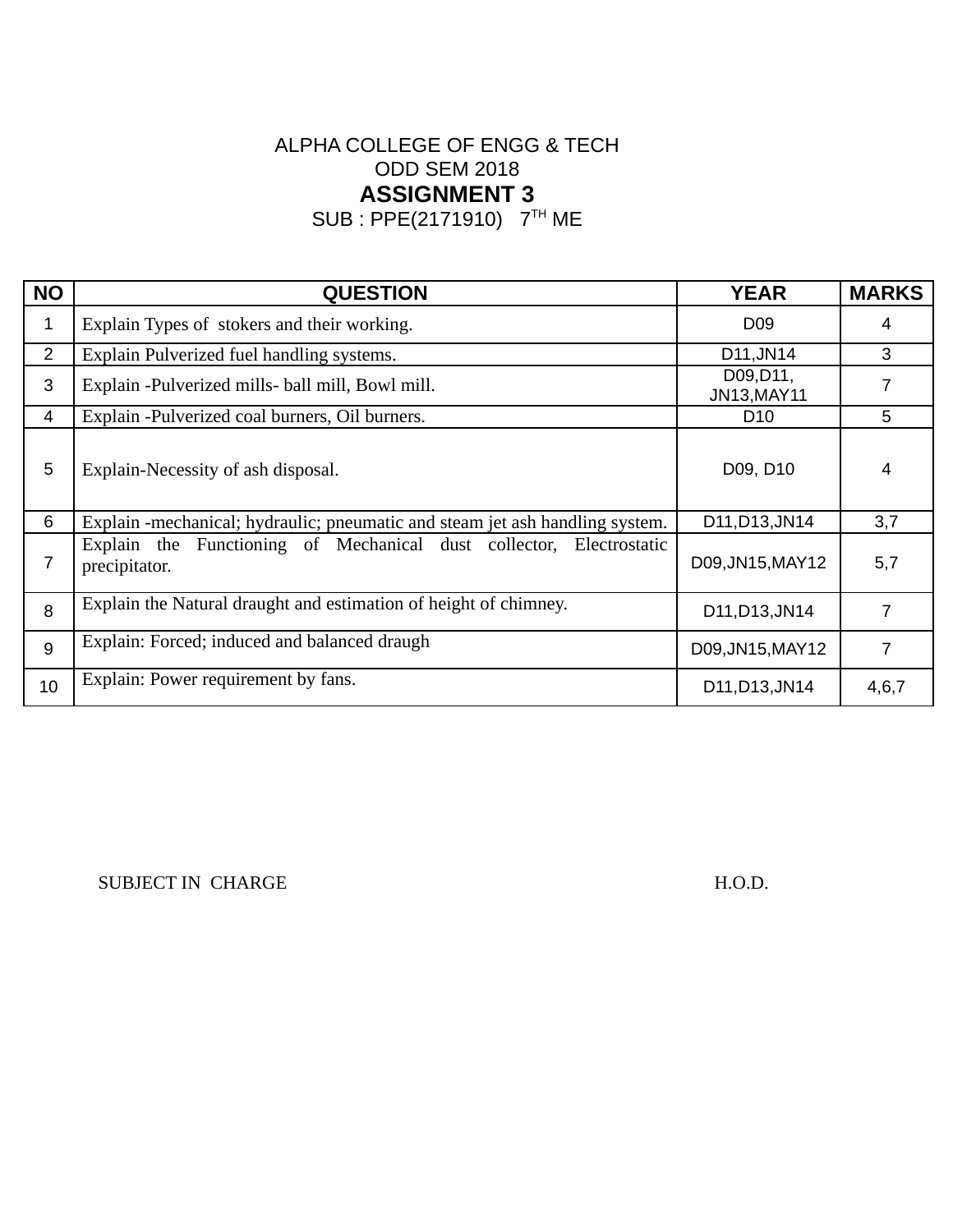ALPHA COLLEGE OF ENGG & TECH

ODD SEM 2018

# ASSIGNMENT 3

SUB : PPE(2171910) 7TH ME

| NO | QUESTION | YEAR | MARKS |
|---|---|---|---|
| 1 | Explain Types of stokers and their working. | D09 | 4 |
| 2 | Explain Pulverized fuel handling systems. | D11,JN14 | 3 |
| 3 | Explain -Pulverized mills- ball mill, Bowl mill. | D09,D11, JN13,MAY11 | 7 |
| 4 | Explain -Pulverized coal burners, Oil burners. | D10 | 5 |
| 5 | Explain-Necessity of ash disposal. | D09, D10 | 4 |
| 6 | Explain -mechanical; hydraulic; pneumatic and steam jet ash handling system. | D11,D13,JN14 | 3,7 |
| 7 | Explain the Functioning of Mechanical dust collector, Electrostatic precipitator. | D09,JN15,MAY12 | 5,7 |
| 8 | Explain the Natural draught and estimation of height of chimney. | D11,D13,JN14 | 7 |
| 9 | Explain: Forced; induced and balanced draugh | D09,JN15,MAY12 | 7 |
| 10 | Explain: Power requirement by fans. | D11,D13,JN14 | 4,6,7 |

SUBJECT IN CHARGE H.O.D.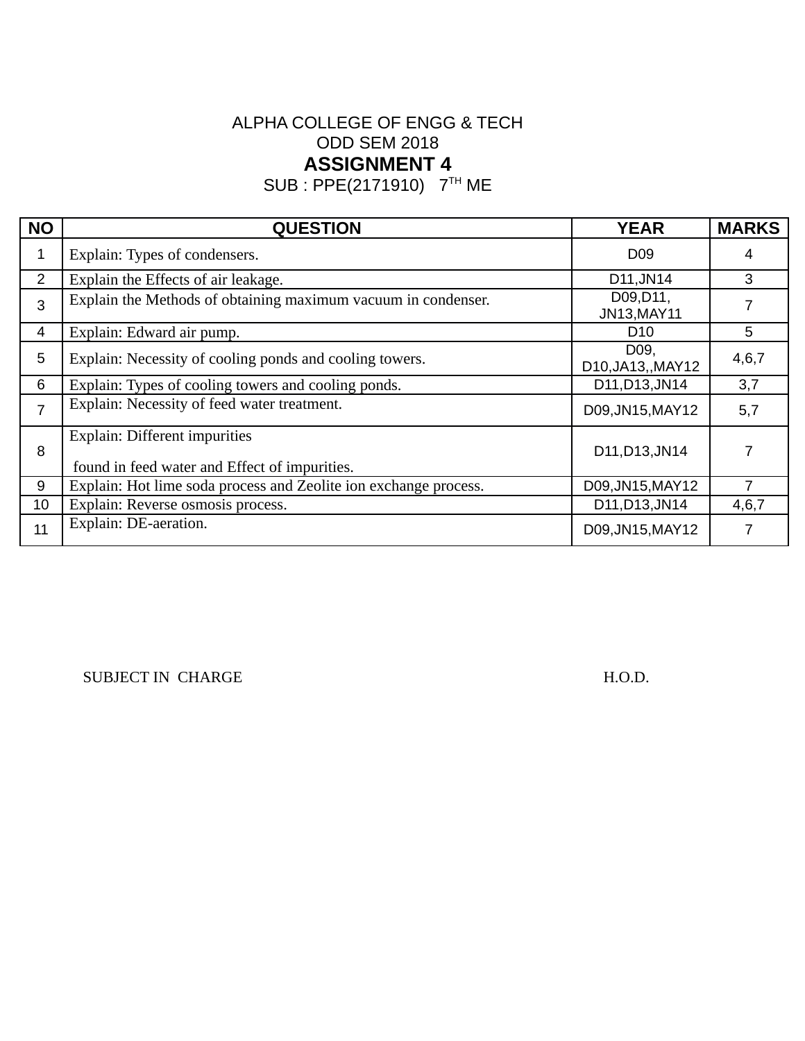ALPHA COLLEGE OF ENGG & TECH

ODD SEM 2018

## ASSIGNMENT 4

SUB : PPE(2171910)   7TH ME

| NO | QUESTION | YEAR | MARKS |
|---|---|---|---|
| 1 | Explain: Types of condensers. | D09 | 4 |
| 2 | Explain the Effects of air leakage. | D11,JN14 | 3 |
| 3 | Explain the Methods of obtaining maximum vacuum in condenser. | D09,D11, JN13,MAY11 | 7 |
| 4 | Explain: Edward air pump. | D10 | 5 |
| 5 | Explain: Necessity of cooling ponds and cooling towers. | D09, D10,JA13,,MAY12 | 4,6,7 |
| 6 | Explain: Types of cooling towers and cooling ponds. | D11,D13,JN14 | 3,7 |
| 7 | Explain: Necessity of feed water treatment. | D09,JN15,MAY12 | 5,7 |
| 8 | Explain: Different impurities found in feed water and Effect of impurities. | D11,D13,JN14 | 7 |
| 9 | Explain: Hot lime soda process and Zeolite ion exchange process. | D09,JN15,MAY12 | 7 |
| 10 | Explain: Reverse osmosis process. | D11,D13,JN14 | 4,6,7 |
| 11 | Explain: DE-aeration. | D09,JN15,MAY12 | 7 |

SUBJECT IN CHARGE                                        H.O.D.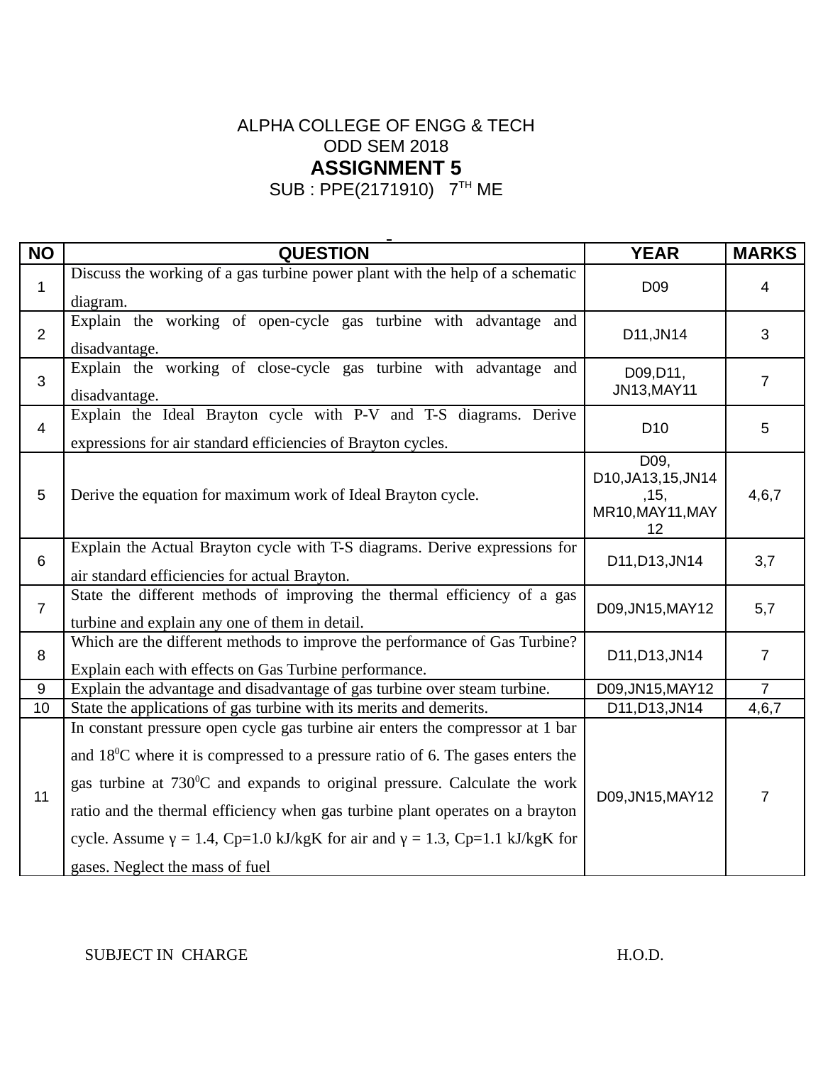ALPHA COLLEGE OF ENGG & TECH

ODD SEM 2018

## ASSIGNMENT 5

SUB : PPE(2171910)   7TH ME

| NO | QUESTION | YEAR | MARKS |
|---|---|---|---|
| 1 | Discuss the working of a gas turbine power plant with the help of a schematic diagram. | D09 | 4 |
| 2 | Explain the working of open-cycle gas turbine with advantage and disadvantage. | D11,JN14 | 3 |
| 3 | Explain the working of close-cycle gas turbine with advantage and disadvantage. | D09,D11, JN13,MAY11 | 7 |
| 4 | Explain the Ideal Brayton cycle with P-V and T-S diagrams. Derive expressions for air standard efficiencies of Brayton cycles. | D10 | 5 |
| 5 | Derive the equation for maximum work of Ideal Brayton cycle. | D09, D10,JA13,15,JN14 ,15, MR10,MAY11,MAY 12 | 4,6,7 |
| 6 | Explain the Actual Brayton cycle with T-S diagrams. Derive expressions for air standard efficiencies for actual Brayton. | D11,D13,JN14 | 3,7 |
| 7 | State the different methods of improving the thermal efficiency of a gas turbine and explain any one of them in detail. | D09,JN15,MAY12 | 5,7 |
| 8 | Which are the different methods to improve the performance of Gas Turbine? Explain each with effects on Gas Turbine performance. | D11,D13,JN14 | 7 |
| 9 | Explain the advantage and disadvantage of gas turbine over steam turbine. | D09,JN15,MAY12 | 7 |
| 10 | State the applications of gas turbine with its merits and demerits. | D11,D13,JN14 | 4,6,7 |
| 11 | In constant pressure open cycle gas turbine air enters the compressor at 1 bar and $18^0$C where it is compressed to a pressure ratio of 6. The gases enters the gas turbine at $730^0$C and expands to original pressure. Calculate the work ratio and the thermal efficiency when gas turbine plant operates on a brayton cycle. Assume $\gamma = 1.4$, Cp=1.0 kJ/kgK for air and $\gamma = 1.3$, Cp=1.1 kJ/kgK for gases. Neglect the mass of fuel | D09,JN15,MAY12 | 7 |

SUBJECT IN CHARGE                                        H.O.D.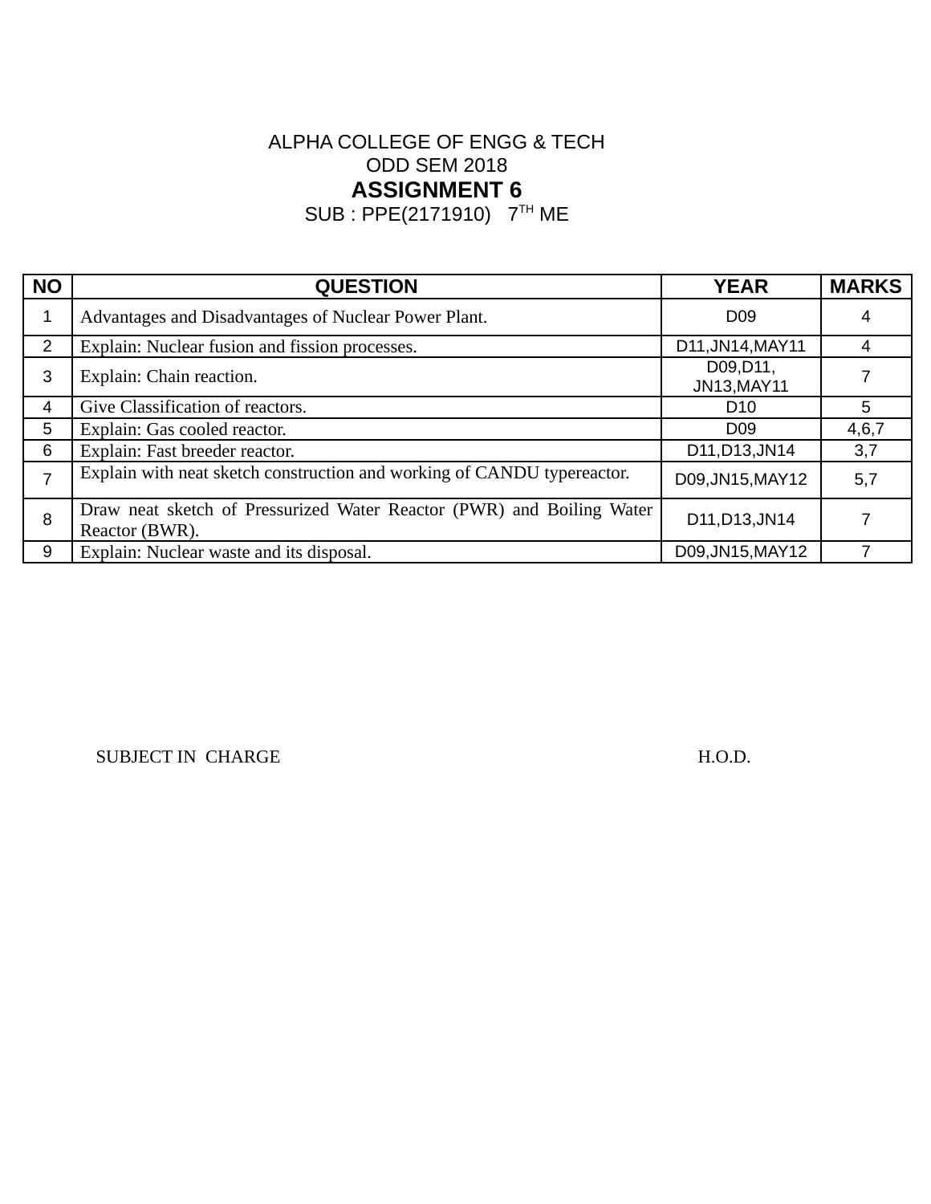ALPHA COLLEGE OF ENGG & TECH

ODD SEM 2018

# ASSIGNMENT 6

SUB : PPE(2171910) 7TH ME

| NO | QUESTION | YEAR | MARKS |
|---|---|---|---|
| 1 | Advantages and Disadvantages of Nuclear Power Plant. | D09 | 4 |
| 2 | Explain: Nuclear fusion and fission processes. | D11,JN14,MAY11 | 4 |
| 3 | Explain: Chain reaction. | D09,D11, JN13,MAY11 | 7 |
| 4 | Give Classification of reactors. | D10 | 5 |
| 5 | Explain: Gas cooled reactor. | D09 | 4,6,7 |
| 6 | Explain: Fast breeder reactor. | D11,D13,JN14 | 3,7 |
| 7 | Explain with neat sketch construction and working of CANDU typereactor. | D09,JN15,MAY12 | 5,7 |
| 8 | Draw neat sketch of Pressurized Water Reactor (PWR) and Boiling Water Reactor (BWR). | D11,D13,JN14 | 7 |
| 9 | Explain: Nuclear waste and its disposal. | D09,JN15,MAY12 | 7 |

SUBJECT IN CHARGE H.O.D.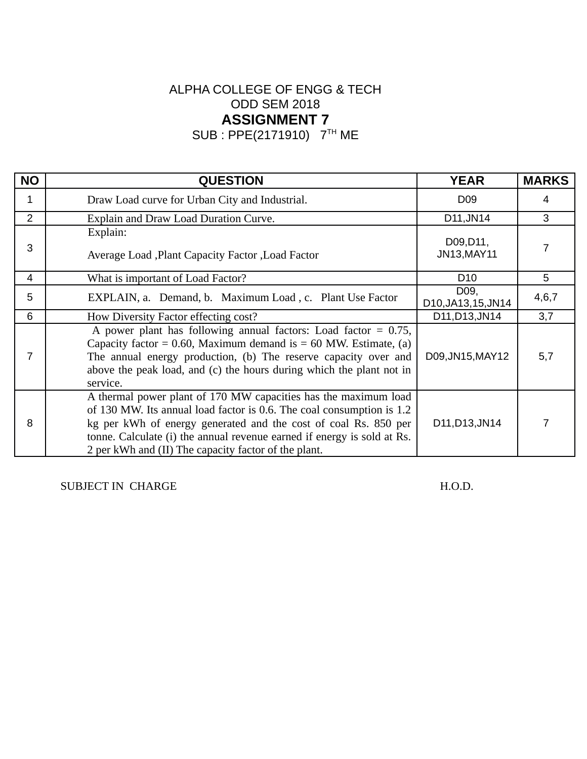ALPHA COLLEGE OF ENGG & TECH

ODD SEM 2018

# ASSIGNMENT 7

SUB : PPE(2171910) 7[TH] ME

| NO | QUESTION | YEAR | MARKS |
|---|---|---|---|
| 1 | Draw Load curve for Urban City and Industrial. | D09 | 4 |
| 2 | Explain and Draw Load Duration Curve. | D11,JN14 | 3 |
| 3 | Explain:<br>Average Load ,Plant Capacity Factor ,Load Factor | D09,D11, JN13,MAY11 | 7 |
| 4 | What is important of Load Factor? | D10 | 5 |
| 5 | EXPLAIN, a. Demand, b. Maximum Load , c. Plant Use Factor | D09, D10,JA13,15,JN14 | 4,6,7 |
| 6 | How Diversity Factor effecting cost? | D11,D13,JN14 | 3,7 |
| 7 | A power plant has following annual factors: Load factor = 0.75, Capacity factor = 0.60, Maximum demand is = 60 MW. Estimate, (a) The annual energy production, (b) The reserve capacity over and above the peak load, and (c) the hours during which the plant not in service. | D09,JN15,MAY12 | 5,7 |
| 8 | A thermal power plant of 170 MW capacities has the maximum load of 130 MW. Its annual load factor is 0.6. The coal consumption is 1.2 kg per kWh of energy generated and the cost of coal Rs. 850 per tonne. Calculate (i) the annual revenue earned if energy is sold at Rs. 2 per kWh and (II) The capacity factor of the plant. | D11,D13,JN14 | 7 |

SUBJECT IN CHARGE H.O.D.